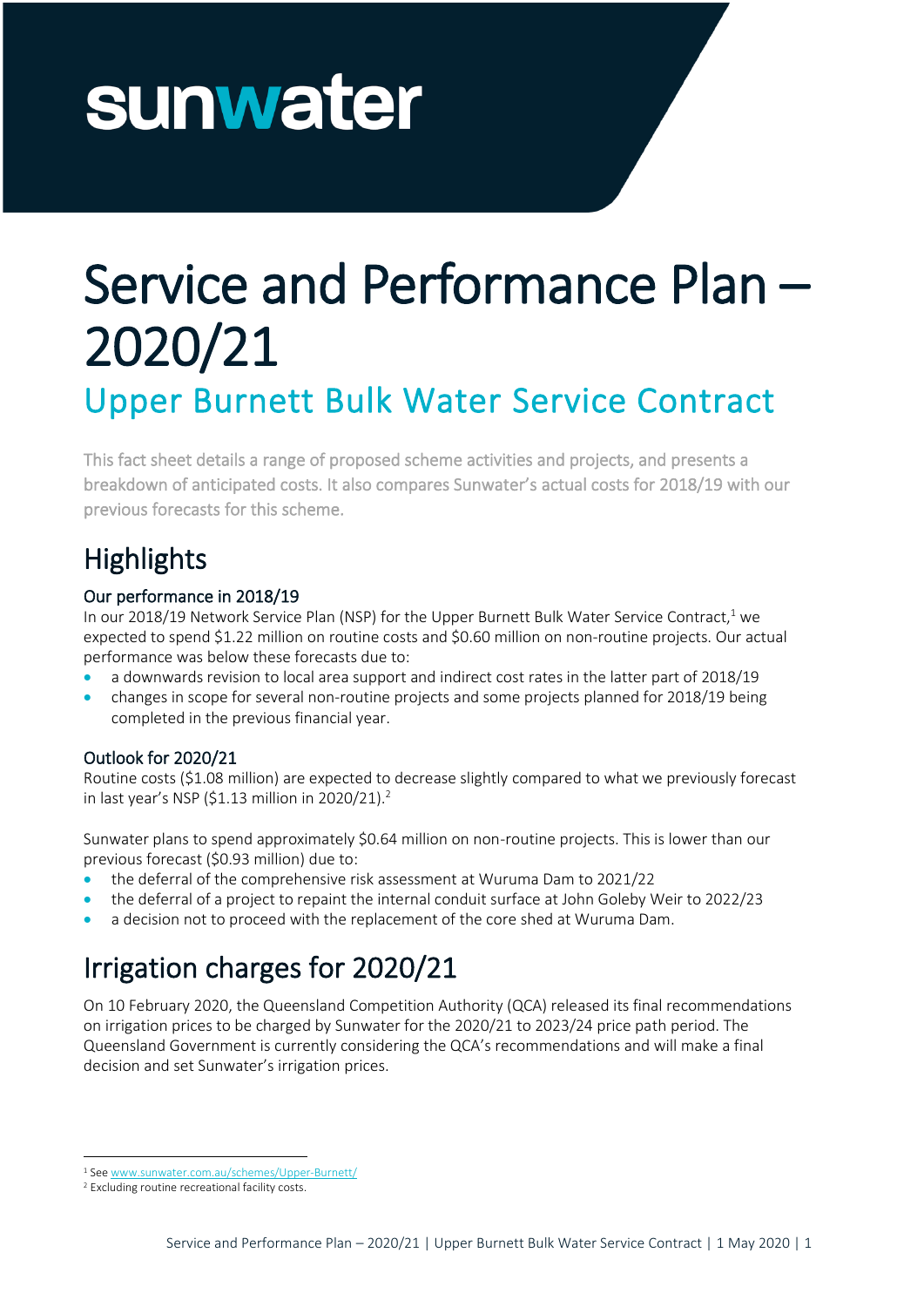sunwater

# Service and Performance Plan – 2020/21

## Upper Burnett Bulk Water Service Contract

This fact sheet details a range of proposed scheme activities and projects, and presents a breakdown of anticipated costs. It also compares Sunwater's actual costs for 2018/19 with our previous forecasts for this scheme.

## Highlights

### Our performance in 2018/19

In our 2018/19 Network Service Plan (NSP) for the Upper Burnett Bulk Water Service Contract,[1] we expected to spend $1.22 million on routine costs and $0.60 million on non-routine projects. Our actual performance was below these forecasts due to:

- a downwards revision to local area support and indirect cost rates in the latter part of 2018/19
- changes in scope for several non-routine projects and some projects planned for 2018/19 being completed in the previous financial year.

### Outlook for 2020/21

Routine costs ($1.08 million) are expected to decrease slightly compared to what we previously forecast in last year's NSP ($1.13 million in 2020/21).[2]

Sunwater plans to spend approximately $0.64 million on non-routine projects. This is lower than our previous forecast ($0.93 million) due to:

- the deferral of the comprehensive risk assessment at Wuruma Dam to 2021/22
- the deferral of a project to repaint the internal conduit surface at John Goleby Weir to 2022/23
- a decision not to proceed with the replacement of the core shed at Wuruma Dam.

## Irrigation charges for 2020/21

On 10 February 2020, the Queensland Competition Authority (QCA) released its final recommendations on irrigation prices to be charged by Sunwater for the 2020/21 to 2023/24 price path period. The Queensland Government is currently considering the QCA's recommendations and will make a final decision and set Sunwater's irrigation prices.

[1] See www.sunwater.com.au/schemes/Upper-Burnett/

[2] Excluding routine recreational facility costs.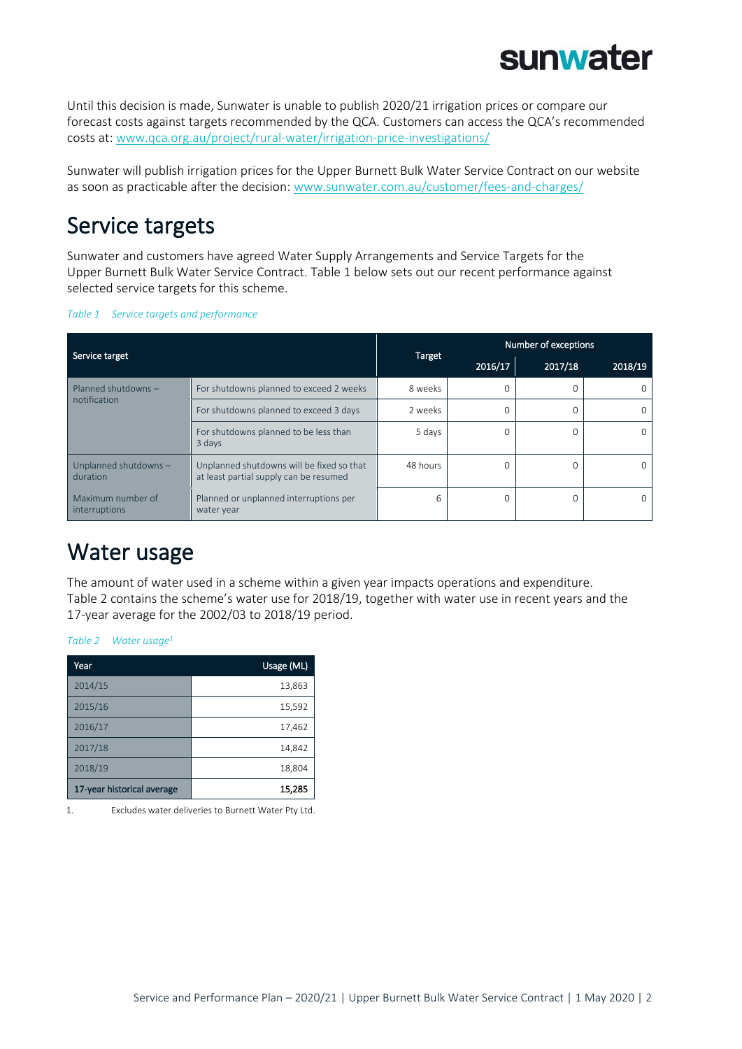Until this decision is made, Sunwater is unable to publish 2020/21 irrigation prices or compare our forecast costs against targets recommended by the QCA. Customers can access the QCA's recommended costs at: [www.qca.org.au/project/rural-water/irrigation-price-investigations/](http://www.qca.org.au/project/rural-water/irrigation-price-investigations/)

Sunwater will publish irrigation prices for the Upper Burnett Bulk Water Service Contract on our website as soon as practicable after the decision: [www.sunwater.com.au/customer/fees-and-charges/](http://www.sunwater.com.au/customer/fees-and-charges/)

# Service targets

Sunwater and customers have agreed Water Supply Arrangements and Service Targets for the Upper Burnett Bulk Water Service Contract. Table 1 below sets out our recent performance against selected service targets for this scheme.

*Table 1 Service targets and performance*

| Service target | | Target | Number of exceptions | | |
|---|---|---|---|---|---|
| | | | 2016/17 | 2017/18 | 2018/19 |
| Planned shutdowns – notification | For shutdowns planned to exceed 2 weeks | 8 weeks | 0 | 0 | 0 |
| | For shutdowns planned to exceed 3 days | 2 weeks | 0 | 0 | 0 |
| | For shutdowns planned to be less than 3 days | 5 days | 0 | 0 | 0 |
| Unplanned shutdowns – duration | Unplanned shutdowns will be fixed so that at least partial supply can be resumed | 48 hours | 0 | 0 | 0 |
| Maximum number of interruptions | Planned or unplanned interruptions per water year | 6 | 0 | 0 | 0 |

# Water usage

The amount of water used in a scheme within a given year impacts operations and expenditure. Table 2 contains the scheme's water use for 2018/19, together with water use in recent years and the 17-year average for the 2002/03 to 2018/19 period.

*Table 2 Water usage[1]*

| Year | Usage (ML) |
|---|---|
| 2014/15 | 13,863 |
| 2015/16 | 15,592 |
| 2016/17 | 17,462 |
| 2017/18 | 14,842 |
| 2018/19 | 18,804 |
| **17-year historical average** | **15,285** |

1. Excludes water deliveries to Burnett Water Pty Ltd.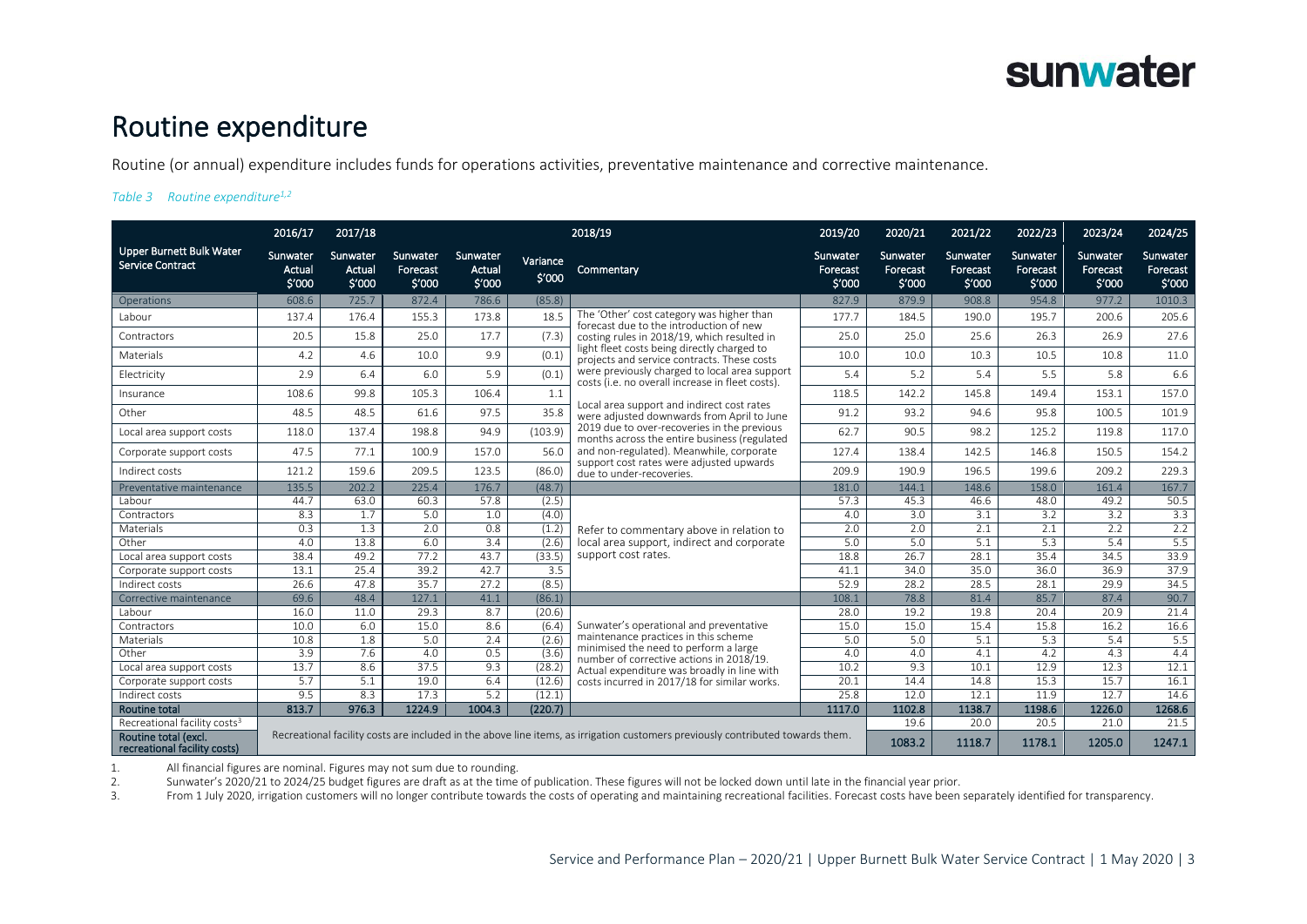# Routine expenditure

Routine (or annual) expenditure includes funds for operations activities, preventative maintenance and corrective maintenance.

*Table 3 Routine expenditure[1,2]*

| | 2016/17 | 2017/18 | 2018/19 | | | | 2019/20 | 2020/21 | 2021/22 | 2022/23 | 2023/24 | 2024/25 |
|---|---|---|---|---|---|---|---|---|---|---|---|---|
| **Upper Burnett Bulk Water Service Contract** | **Sunwater Actual $'000** | **Sunwater Actual $'000** | **Sunwater Forecast $'000** | **Sunwater Actual $'000** | **Variance $'000** | **Commentary** | **Sunwater Forecast $'000** | **Sunwater Forecast $'000** | **Sunwater Forecast $'000** | **Sunwater Forecast $'000** | **Sunwater Forecast $'000** | **Sunwater Forecast $'000** |
| Operations | 608.6 | 725.7 | 872.4 | 786.6 | (85.8) | | 827.9 | 879.9 | 908.8 | 954.8 | 977.2 | 1010.3 |
| Labour | 137.4 | 176.4 | 155.3 | 173.8 | 18.5 | The 'Other' cost category was higher than forecast due to the introduction of new costing rules in 2018/19, which resulted in light fleet costs being directly charged to projects and service contracts. These costs were previously charged to local area support costs (i.e. no overall increase in fleet costs). Local area support and indirect cost rates were adjusted downwards from April to June 2019 due to over-recoveries in the previous months across the entire business (regulated and non-regulated). Meanwhile, corporate support cost rates were adjusted upwards due to under-recoveries. | 177.7 | 184.5 | 190.0 | 195.7 | 200.6 | 205.6 |
| Contractors | 20.5 | 15.8 | 25.0 | 17.7 | (7.3) | | 25.0 | 25.0 | 25.6 | 26.3 | 26.9 | 27.6 |
| Materials | 4.2 | 4.6 | 10.0 | 9.9 | (0.1) | | 10.0 | 10.0 | 10.3 | 10.5 | 10.8 | 11.0 |
| Electricity | 2.9 | 6.4 | 6.0 | 5.9 | (0.1) | | 5.4 | 5.2 | 5.4 | 5.5 | 5.8 | 6.6 |
| Insurance | 108.6 | 99.8 | 105.3 | 106.4 | 1.1 | | 118.5 | 142.2 | 145.8 | 149.4 | 153.1 | 157.0 |
| Other | 48.5 | 48.5 | 61.6 | 97.5 | 35.8 | | 91.2 | 93.2 | 94.6 | 95.8 | 100.5 | 101.9 |
| Local area support costs | 118.0 | 137.4 | 198.8 | 94.9 | (103.9) | | 62.7 | 90.5 | 98.2 | 125.2 | 119.8 | 117.0 |
| Corporate support costs | 47.5 | 77.1 | 100.9 | 157.0 | 56.0 | | 127.4 | 138.4 | 142.5 | 146.8 | 150.5 | 154.2 |
| Indirect costs | 121.2 | 159.6 | 209.5 | 123.5 | (86.0) | | 209.9 | 190.9 | 196.5 | 199.6 | 209.2 | 229.3 |
| Preventative maintenance | 135.5 | 202.2 | 225.4 | 176.7 | (48.7) | | 181.0 | 144.1 | 148.6 | 158.0 | 161.4 | 167.7 |
| Labour | 44.7 | 63.0 | 60.3 | 57.8 | (2.5) | Refer to commentary above in relation to local area support, indirect and corporate support cost rates. | 57.3 | 45.3 | 46.6 | 48.0 | 49.2 | 50.5 |
| Contractors | 8.3 | 1.7 | 5.0 | 1.0 | (4.0) | | 4.0 | 3.0 | 3.1 | 3.2 | 3.2 | 3.3 |
| Materials | 0.3 | 1.3 | 2.0 | 0.8 | (1.2) | | 2.0 | 2.0 | 2.1 | 2.1 | 2.2 | 2.2 |
| Other | 4.0 | 13.8 | 6.0 | 3.4 | (2.6) | | 5.0 | 5.0 | 5.1 | 5.3 | 5.4 | 5.5 |
| Local area support costs | 38.4 | 49.2 | 77.2 | 43.7 | (33.5) | | 18.8 | 26.7 | 28.1 | 35.4 | 34.5 | 33.9 |
| Corporate support costs | 13.1 | 25.4 | 39.2 | 42.7 | 3.5 | | 41.1 | 34.0 | 35.0 | 36.0 | 36.9 | 37.9 |
| Indirect costs | 26.6 | 47.8 | 35.7 | 27.2 | (8.5) | | 52.9 | 28.2 | 28.5 | 28.1 | 29.9 | 34.5 |
| Corrective maintenance | 69.6 | 48.4 | 127.1 | 41.1 | (86.1) | | 108.1 | 78.8 | 81.4 | 85.7 | 87.4 | 90.7 |
| Labour | 16.0 | 11.0 | 29.3 | 8.7 | (20.6) | Sunwater's operational and preventative maintenance practices in this scheme minimised the need to perform a large number of corrective actions in 2018/19. Actual expenditure was broadly in line with costs incurred in 2017/18 for similar works. | 28.0 | 19.2 | 19.8 | 20.4 | 20.9 | 21.4 |
| Contractors | 10.0 | 6.0 | 15.0 | 8.6 | (6.4) | | 15.0 | 15.0 | 15.4 | 15.8 | 16.2 | 16.6 |
| Materials | 10.8 | 1.8 | 5.0 | 2.4 | (2.6) | | 5.0 | 5.0 | 5.1 | 5.3 | 5.4 | 5.5 |
| Other | 3.9 | 7.6 | 4.0 | 0.5 | (3.6) | | 4.0 | 4.0 | 4.1 | 4.2 | 4.3 | 4.4 |
| Local area support costs | 13.7 | 8.6 | 37.5 | 9.3 | (28.2) | | 10.2 | 9.3 | 10.1 | 12.9 | 12.3 | 12.1 |
| Corporate support costs | 5.7 | 5.1 | 19.0 | 6.4 | (12.6) | | 20.1 | 14.4 | 14.8 | 15.3 | 15.7 | 16.1 |
| Indirect costs | 9.5 | 8.3 | 17.3 | 5.2 | (12.1) | | 25.8 | 12.0 | 12.1 | 11.9 | 12.7 | 14.6 |
| **Routine total** | **813.7** | **976.3** | **1224.9** | **1004.3** | **(220.7)** | | **1117.0** | **1102.8** | **1138.7** | **1198.6** | **1226.0** | **1268.6** |
| Recreational facility costs[3] | Recreational facility costs are included in the above line items, as irrigation customers previously contributed towards them. | | | | | | | 19.6 | 20.0 | 20.5 | 21.0 | 21.5 |
| **Routine total (excl. recreational facility costs)** | | | | | | | | **1083.2** | **1118.7** | **1178.1** | **1205.0** | **1247.1** |

1. All financial figures are nominal. Figures may not sum due to rounding.
2. Sunwater's 2020/21 to 2024/25 budget figures are draft as at the time of publication. These figures will not be locked down until late in the financial year prior.
3. From 1 July 2020, irrigation customers will no longer contribute towards the costs of operating and maintaining recreational facilities. Forecast costs have been separately identified for transparency.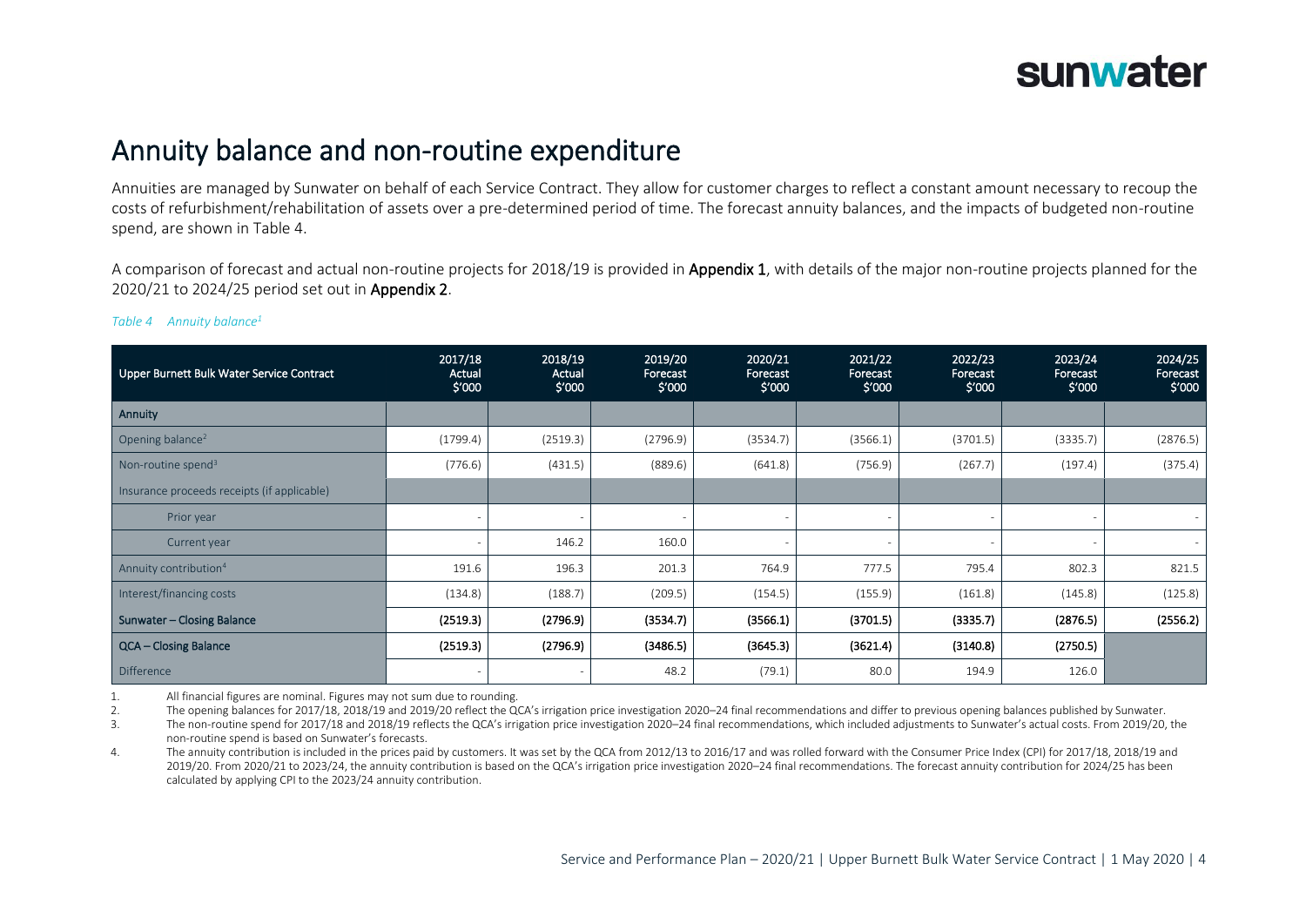# Annuity balance and non-routine expenditure

Annuities are managed by Sunwater on behalf of each Service Contract. They allow for customer charges to reflect a constant amount necessary to recoup the costs of refurbishment/rehabilitation of assets over a pre-determined period of time. The forecast annuity balances, and the impacts of budgeted non-routine spend, are shown in Table 4.

A comparison of forecast and actual non-routine projects for 2018/19 is provided in **Appendix 1**, with details of the major non-routine projects planned for the 2020/21 to 2024/25 period set out in **Appendix 2**.

*Table 4 Annuity balance[1]*

| Upper Burnett Bulk Water Service Contract | 2017/18 Actual $'000 | 2018/19 Actual $'000 | 2019/20 Forecast $'000 | 2020/21 Forecast $'000 | 2021/22 Forecast $'000 | 2022/23 Forecast $'000 | 2023/24 Forecast $'000 | 2024/25 Forecast $'000 |
|---|---|---|---|---|---|---|---|---|
| **Annuity** | | | | | | | | |
| Opening balance[2] | (1799.4) | (2519.3) | (2796.9) | (3534.7) | (3566.1) | (3701.5) | (3335.7) | (2876.5) |
| Non-routine spend[3] | (776.6) | (431.5) | (889.6) | (641.8) | (756.9) | (267.7) | (197.4) | (375.4) |
| Insurance proceeds receipts (if applicable) | | | | | | | | |
| Prior year | - | - | - | - | - | - | - | - |
| Current year | - | 146.2 | 160.0 | - | - | - | - | - |
| Annuity contribution[4] | 191.6 | 196.3 | 201.3 | 764.9 | 777.5 | 795.4 | 802.3 | 821.5 |
| Interest/financing costs | (134.8) | (188.7) | (209.5) | (154.5) | (155.9) | (161.8) | (145.8) | (125.8) |
| **Sunwater – Closing Balance** | **(2519.3)** | **(2796.9)** | **(3534.7)** | **(3566.1)** | **(3701.5)** | **(3335.7)** | **(2876.5)** | **(2556.2)** |
| **QCA – Closing Balance** | **(2519.3)** | **(2796.9)** | **(3486.5)** | **(3645.3)** | **(3621.4)** | **(3140.8)** | **(2750.5)** | |
| Difference | - | - | 48.2 | (79.1) | 80.0 | 194.9 | 126.0 | |

1. All financial figures are nominal. Figures may not sum due to rounding.
2. The opening balances for 2017/18, 2018/19 and 2019/20 reflect the QCA's irrigation price investigation 2020–24 final recommendations and differ to previous opening balances published by Sunwater.
3. The non-routine spend for 2017/18 and 2018/19 reflects the QCA's irrigation price investigation 2020–24 final recommendations, which included adjustments to Sunwater's actual costs. From 2019/20, the non-routine spend is based on Sunwater's forecasts.
4. The annuity contribution is included in the prices paid by customers. It was set by the QCA from 2012/13 to 2016/17 and was rolled forward with the Consumer Price Index (CPI) for 2017/18, 2018/19 and 2019/20. From 2020/21 to 2023/24, the annuity contribution is based on the QCA's irrigation price investigation 2020–24 final recommendations. The forecast annuity contribution for 2024/25 has been calculated by applying CPI to the 2023/24 annuity contribution.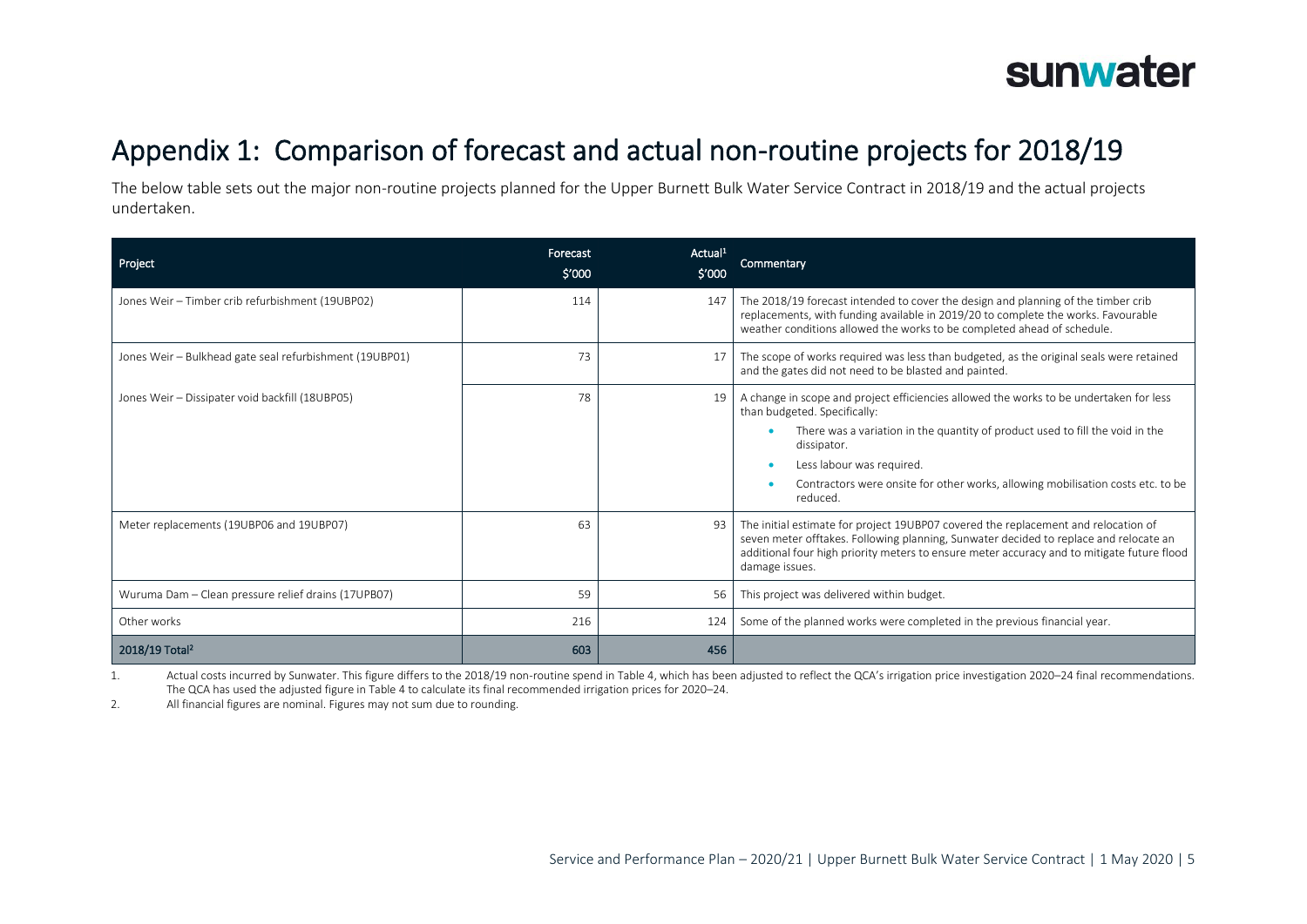# Appendix 1: Comparison of forecast and actual non-routine projects for 2018/19

The below table sets out the major non-routine projects planned for the Upper Burnett Bulk Water Service Contract in 2018/19 and the actual projects undertaken.

| Project | Forecast $'000 | Actual[1] $'000 | Commentary |
|---|---|---|---|
| Jones Weir – Timber crib refurbishment (19UBP02) | 114 | 147 | The 2018/19 forecast intended to cover the design and planning of the timber crib replacements, with funding available in 2019/20 to complete the works. Favourable weather conditions allowed the works to be completed ahead of schedule. |
| Jones Weir – Bulkhead gate seal refurbishment (19UBP01) | 73 | 17 | The scope of works required was less than budgeted, as the original seals were retained and the gates did not need to be blasted and painted. |
| Jones Weir – Dissipater void backfill (18UBP05) | 78 | 19 | A change in scope and project efficiencies allowed the works to be undertaken for less than budgeted. Specifically: <br>• There was a variation in the quantity of product used to fill the void in the dissipator. <br>• Less labour was required. <br>• Contractors were onsite for other works, allowing mobilisation costs etc. to be reduced. |
| Meter replacements (19UBP06 and 19UBP07) | 63 | 93 | The initial estimate for project 19UBP07 covered the replacement and relocation of seven meter offtakes. Following planning, Sunwater decided to replace and relocate an additional four high priority meters to ensure meter accuracy and to mitigate future flood damage issues. |
| Wuruma Dam – Clean pressure relief drains (17UPB07) | 59 | 56 | This project was delivered within budget. |
| Other works | 216 | 124 | Some of the planned works were completed in the previous financial year. |
| **2018/19 Total[2]** | **603** | **456** | |

1. Actual costs incurred by Sunwater. This figure differs to the 2018/19 non-routine spend in Table 4, which has been adjusted to reflect the QCA's irrigation price investigation 2020–24 final recommendations. The QCA has used the adjusted figure in Table 4 to calculate its final recommended irrigation prices for 2020–24.
2. All financial figures are nominal. Figures may not sum due to rounding.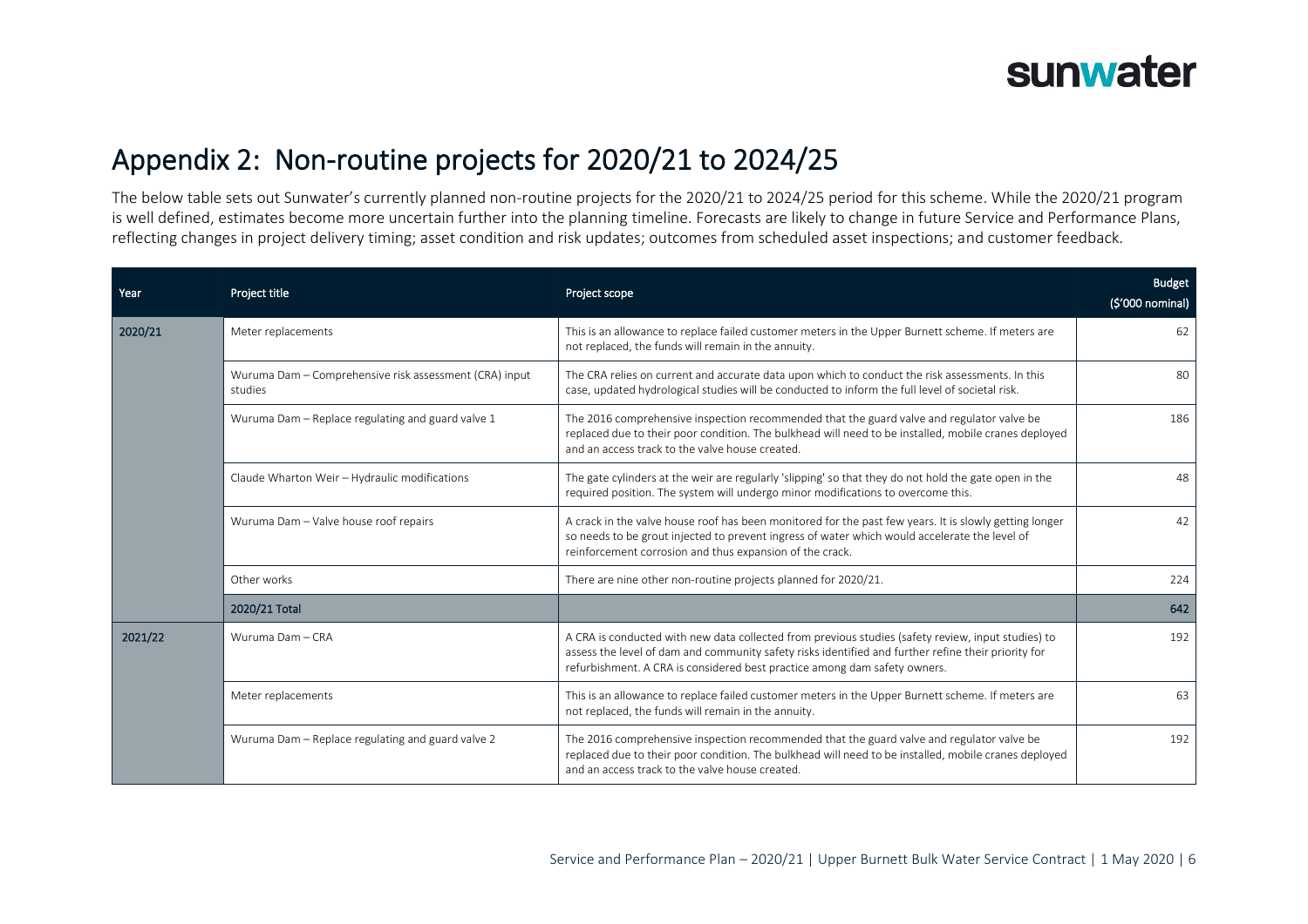# Appendix 2: Non-routine projects for 2020/21 to 2024/25

The below table sets out Sunwater's currently planned non-routine projects for the 2020/21 to 2024/25 period for this scheme. While the 2020/21 program is well defined, estimates become more uncertain further into the planning timeline. Forecasts are likely to change in future Service and Performance Plans, reflecting changes in project delivery timing; asset condition and risk updates; outcomes from scheduled asset inspections; and customer feedback.

| Year | Project title | Project scope | Budget ($'000 nominal) |
|---|---|---|---|
| 2020/21 | Meter replacements | This is an allowance to replace failed customer meters in the Upper Burnett scheme. If meters are not replaced, the funds will remain in the annuity. | 62 |
| | Wuruma Dam – Comprehensive risk assessment (CRA) input studies | The CRA relies on current and accurate data upon which to conduct the risk assessments. In this case, updated hydrological studies will be conducted to inform the full level of societal risk. | 80 |
| | Wuruma Dam – Replace regulating and guard valve 1 | The 2016 comprehensive inspection recommended that the guard valve and regulator valve be replaced due to their poor condition. The bulkhead will need to be installed, mobile cranes deployed and an access track to the valve house created. | 186 |
| | Claude Wharton Weir – Hydraulic modifications | The gate cylinders at the weir are regularly 'slipping' so that they do not hold the gate open in the required position. The system will undergo minor modifications to overcome this. | 48 |
| | Wuruma Dam – Valve house roof repairs | A crack in the valve house roof has been monitored for the past few years. It is slowly getting longer so needs to be grout injected to prevent ingress of water which would accelerate the level of reinforcement corrosion and thus expansion of the crack. | 42 |
| | Other works | There are nine other non-routine projects planned for 2020/21. | 224 |
| | **2020/21 Total** | | **642** |
| 2021/22 | Wuruma Dam – CRA | A CRA is conducted with new data collected from previous studies (safety review, input studies) to assess the level of dam and community safety risks identified and further refine their priority for refurbishment. A CRA is considered best practice among dam safety owners. | 192 |
| | Meter replacements | This is an allowance to replace failed customer meters in the Upper Burnett scheme. If meters are not replaced, the funds will remain in the annuity. | 63 |
| | Wuruma Dam – Replace regulating and guard valve 2 | The 2016 comprehensive inspection recommended that the guard valve and regulator valve be replaced due to their poor condition. The bulkhead will need to be installed, mobile cranes deployed and an access track to the valve house created. | 192 |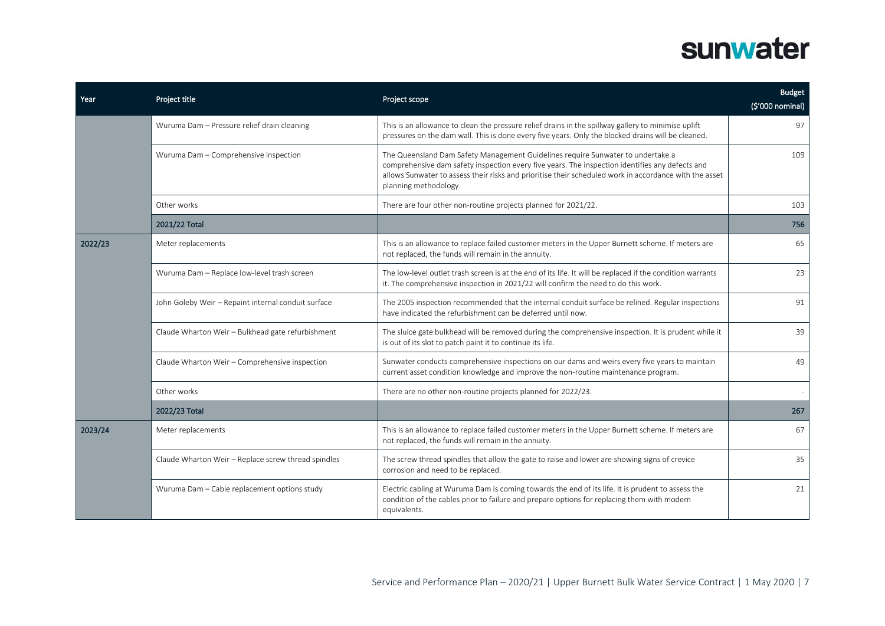| Year | Project title | Project scope | Budget ($'000 nominal) |
| --- | --- | --- | --- |
| | Wuruma Dam – Pressure relief drain cleaning | This is an allowance to clean the pressure relief drains in the spillway gallery to minimise uplift pressures on the dam wall. This is done every five years. Only the blocked drains will be cleaned. | 97 |
| | Wuruma Dam – Comprehensive inspection | The Queensland Dam Safety Management Guidelines require Sunwater to undertake a comprehensive dam safety inspection every five years. The inspection identifies any defects and allows Sunwater to assess their risks and prioritise their scheduled work in accordance with the asset planning methodology. | 109 |
| | Other works | There are four other non-routine projects planned for 2021/22. | 103 |
| | **2021/22 Total** | | **756** |
| **2022/23** | Meter replacements | This is an allowance to replace failed customer meters in the Upper Burnett scheme. If meters are not replaced, the funds will remain in the annuity. | 65 |
| | Wuruma Dam – Replace low-level trash screen | The low-level outlet trash screen is at the end of its life. It will be replaced if the condition warrants it. The comprehensive inspection in 2021/22 will confirm the need to do this work. | 23 |
| | John Goleby Weir – Repaint internal conduit surface | The 2005 inspection recommended that the internal conduit surface be relined. Regular inspections have indicated the refurbishment can be deferred until now. | 91 |
| | Claude Wharton Weir – Bulkhead gate refurbishment | The sluice gate bulkhead will be removed during the comprehensive inspection. It is prudent while it is out of its slot to patch paint it to continue its life. | 39 |
| | Claude Wharton Weir – Comprehensive inspection | Sunwater conducts comprehensive inspections on our dams and weirs every five years to maintain current asset condition knowledge and improve the non-routine maintenance program. | 49 |
| | Other works | There are no other non-routine projects planned for 2022/23. | - |
| | **2022/23 Total** | | **267** |
| **2023/24** | Meter replacements | This is an allowance to replace failed customer meters in the Upper Burnett scheme. If meters are not replaced, the funds will remain in the annuity. | 67 |
| | Claude Wharton Weir – Replace screw thread spindles | The screw thread spindles that allow the gate to raise and lower are showing signs of crevice corrosion and need to be replaced. | 35 |
| | Wuruma Dam – Cable replacement options study | Electric cabling at Wuruma Dam is coming towards the end of its life. It is prudent to assess the condition of the cables prior to failure and prepare options for replacing them with modern equivalents. | 21 |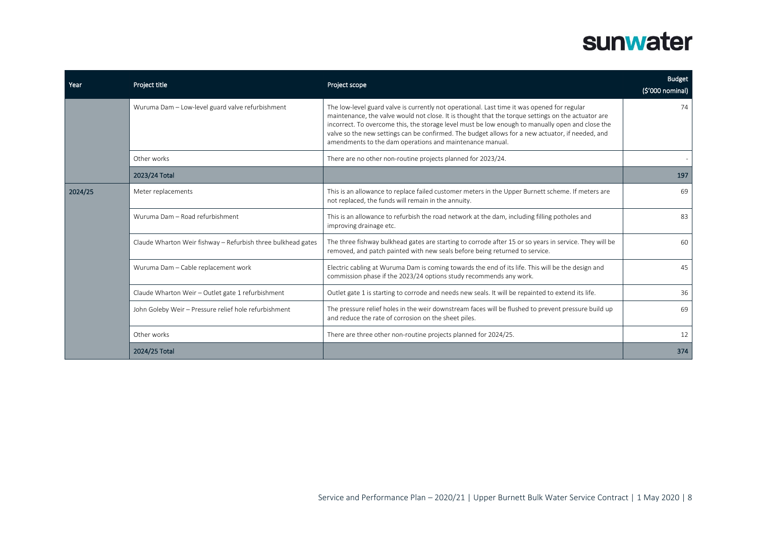| Year | Project title | Project scope | Budget ($'000 nominal) |
| --- | --- | --- | --- |
| | Wuruma Dam – Low-level guard valve refurbishment | The low-level guard valve is currently not operational. Last time it was opened for regular maintenance, the valve would not close. It is thought that the torque settings on the actuator are incorrect. To overcome this, the storage level must be low enough to manually open and close the valve so the new settings can be confirmed. The budget allows for a new actuator, if needed, and amendments to the dam operations and maintenance manual. | 74 |
| | Other works | There are no other non-routine projects planned for 2023/24. | - |
| | **2023/24 Total** | | **197** |
| **2024/25** | Meter replacements | This is an allowance to replace failed customer meters in the Upper Burnett scheme. If meters are not replaced, the funds will remain in the annuity. | 69 |
| | Wuruma Dam – Road refurbishment | This is an allowance to refurbish the road network at the dam, including filling potholes and improving drainage etc. | 83 |
| | Claude Wharton Weir fishway – Refurbish three bulkhead gates | The three fishway bulkhead gates are starting to corrode after 15 or so years in service. They will be removed, and patch painted with new seals before being returned to service. | 60 |
| | Wuruma Dam – Cable replacement work | Electric cabling at Wuruma Dam is coming towards the end of its life. This will be the design and commission phase if the 2023/24 options study recommends any work. | 45 |
| | Claude Wharton Weir – Outlet gate 1 refurbishment | Outlet gate 1 is starting to corrode and needs new seals. It will be repainted to extend its life. | 36 |
| | John Goleby Weir – Pressure relief hole refurbishment | The pressure relief holes in the weir downstream faces will be flushed to prevent pressure build up and reduce the rate of corrosion on the sheet piles. | 69 |
| | Other works | There are three other non-routine projects planned for 2024/25. | 12 |
| | **2024/25 Total** | | **374** |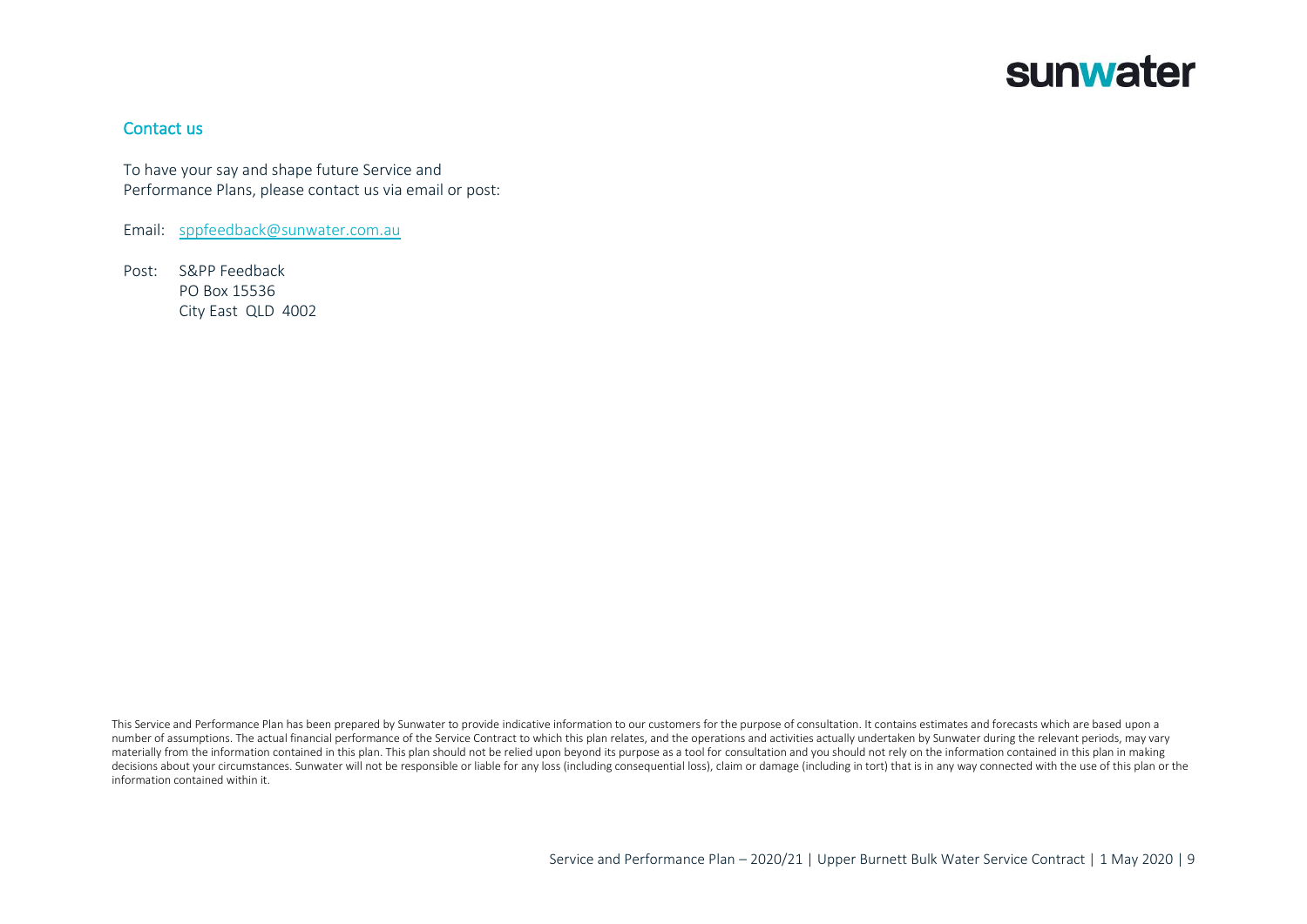## Contact us

To have your say and shape future Service and Performance Plans, please contact us via email or post:

Email: sppfeedback@sunwater.com.au

Post: S&PP Feedback
PO Box 15536
City East QLD 4002

This Service and Performance Plan has been prepared by Sunwater to provide indicative information to our customers for the purpose of consultation. It contains estimates and forecasts which are based upon a number of assumptions. The actual financial performance of the Service Contract to which this plan relates, and the operations and activities actually undertaken by Sunwater during the relevant periods, may vary materially from the information contained in this plan. This plan should not be relied upon beyond its purpose as a tool for consultation and you should not rely on the information contained in this plan in making decisions about your circumstances. Sunwater will not be responsible or liable for any loss (including consequential loss), claim or damage (including in tort) that is in any way connected with the use of this plan or the information contained within it.